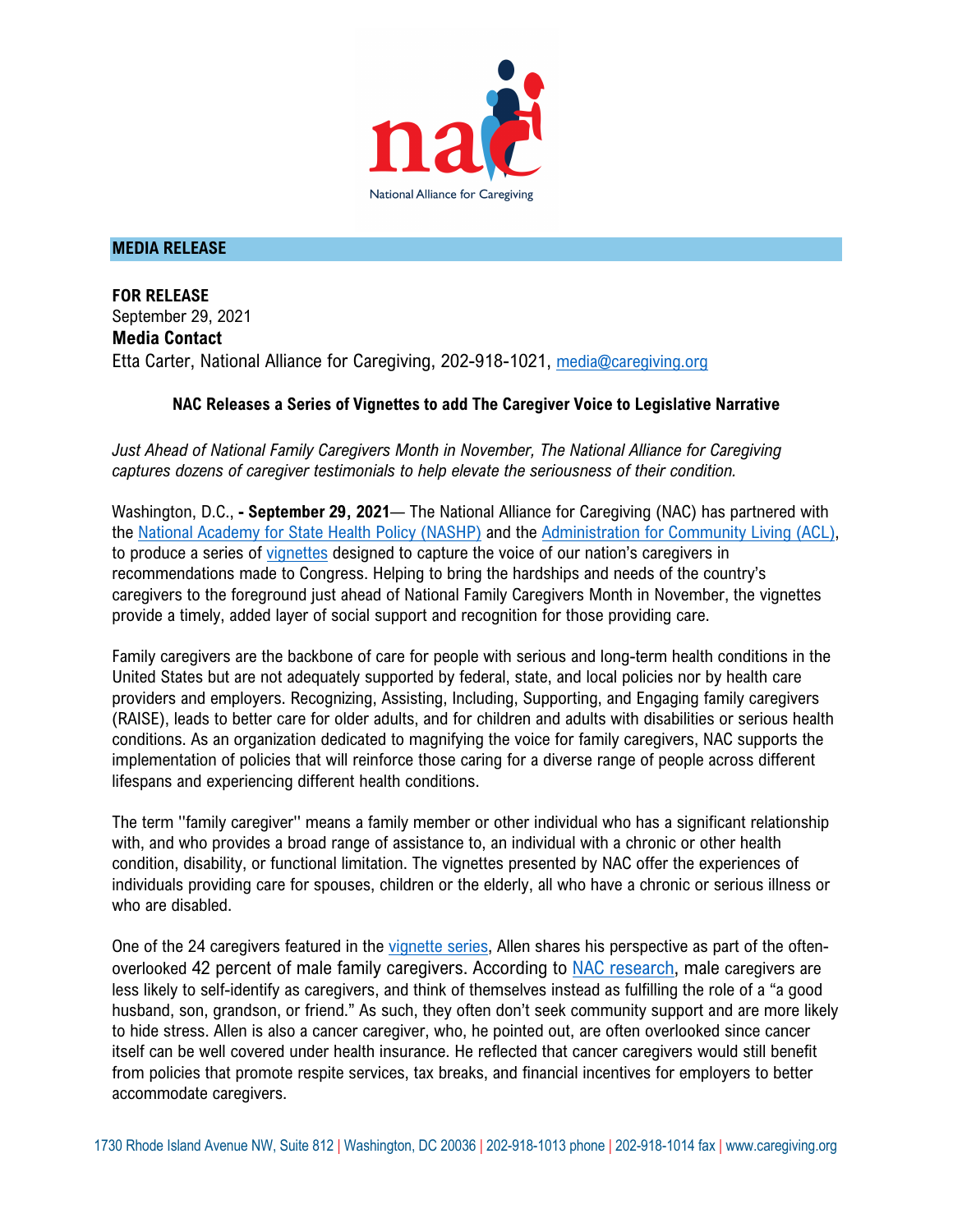National Alliance for Caregiving

**MEDIA RELEASE**

**FOR RELEASE**
September 29, 2021
**Media Contact**
Etta Carter, National Alliance for Caregiving, 202-918-1021, media@caregiving.org

### NAC Releases a Series of Vignettes to add The Caregiver Voice to Legislative Narrative

*Just Ahead of National Family Caregivers Month in November, The National Alliance for Caregiving captures dozens of caregiver testimonials to help elevate the seriousness of their condition.*

Washington, D.C., **- September 29, 2021**— The National Alliance for Caregiving (NAC) has partnered with the National Academy for State Health Policy (NASHP) and the Administration for Community Living (ACL), to produce a series of vignettes designed to capture the voice of our nation's caregivers in recommendations made to Congress. Helping to bring the hardships and needs of the country's caregivers to the foreground just ahead of National Family Caregivers Month in November, the vignettes provide a timely, added layer of social support and recognition for those providing care.

Family caregivers are the backbone of care for people with serious and long-term health conditions in the United States but are not adequately supported by federal, state, and local policies nor by health care providers and employers. Recognizing, Assisting, Including, Supporting, and Engaging family caregivers (RAISE), leads to better care for older adults, and for children and adults with disabilities or serious health conditions. As an organization dedicated to magnifying the voice for family caregivers, NAC supports the implementation of policies that will reinforce those caring for a diverse range of people across different lifespans and experiencing different health conditions.

The term ''family caregiver'' means a family member or other individual who has a significant relationship with, and who provides a broad range of assistance to, an individual with a chronic or other health condition, disability, or functional limitation. The vignettes presented by NAC offer the experiences of individuals providing care for spouses, children or the elderly, all who have a chronic or serious illness or who are disabled.

One of the 24 caregivers featured in the vignette series, Allen shares his perspective as part of the often-overlooked 42 percent of male family caregivers. According to NAC research, male caregivers are less likely to self-identify as caregivers, and think of themselves instead as fulfilling the role of a "a good husband, son, grandson, or friend." As such, they often don't seek community support and are more likely to hide stress. Allen is also a cancer caregiver, who, he pointed out, are often overlooked since cancer itself can be well covered under health insurance. He reflected that cancer caregivers would still benefit from policies that promote respite services, tax breaks, and financial incentives for employers to better accommodate caregivers.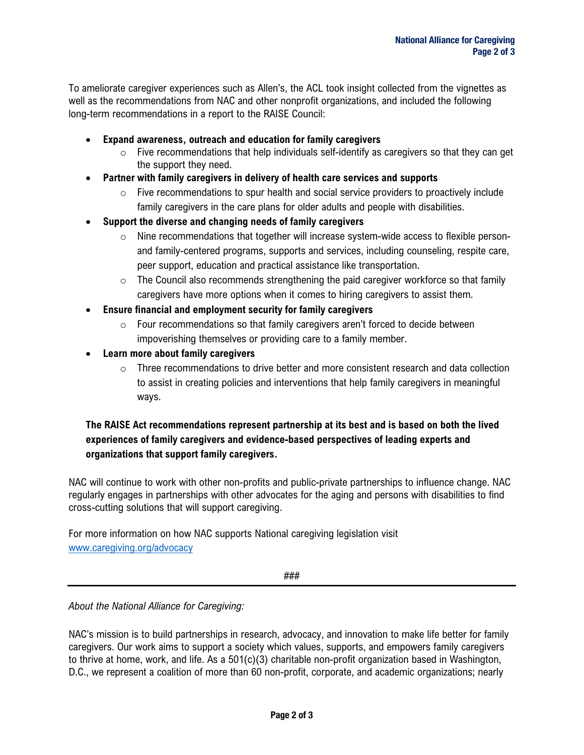To ameliorate caregiver experiences such as Allen's, the ACL took insight collected from the vignettes as well as the recommendations from NAC and other nonprofit organizations, and included the following long-term recommendations in a report to the RAISE Council:

- **Expand awareness, outreach and education for family caregivers**
  - Five recommendations that help individuals self-identify as caregivers so that they can get the support they need.
- **Partner with family caregivers in delivery of health care services and supports**
  - Five recommendations to spur health and social service providers to proactively include family caregivers in the care plans for older adults and people with disabilities.
- **Support the diverse and changing needs of family caregivers**
  - Nine recommendations that together will increase system-wide access to flexible person- and family-centered programs, supports and services, including counseling, respite care, peer support, education and practical assistance like transportation.
  - The Council also recommends strengthening the paid caregiver workforce so that family caregivers have more options when it comes to hiring caregivers to assist them.
- **Ensure financial and employment security for family caregivers**
  - Four recommendations so that family caregivers aren't forced to decide between impoverishing themselves or providing care to a family member.
- **Learn more about family caregivers**
  - Three recommendations to drive better and more consistent research and data collection to assist in creating policies and interventions that help family caregivers in meaningful ways.

**The RAISE Act recommendations represent partnership at its best and is based on both the lived experiences of family caregivers and evidence-based perspectives of leading experts and organizations that support family caregivers.**

NAC will continue to work with other non-profits and public-private partnerships to influence change. NAC regularly engages in partnerships with other advocates for the aging and persons with disabilities to find cross-cutting solutions that will support caregiving.

For more information on how NAC supports National caregiving legislation visit [www.caregiving.org/advocacy](http://www.caregiving.org/advocacy)

###

---

*About the National Alliance for Caregiving:*

NAC's mission is to build partnerships in research, advocacy, and innovation to make life better for family caregivers. Our work aims to support a society which values, supports, and empowers family caregivers to thrive at home, work, and life. As a 501(c)(3) charitable non-profit organization based in Washington, D.C., we represent a coalition of more than 60 non-profit, corporate, and academic organizations; nearly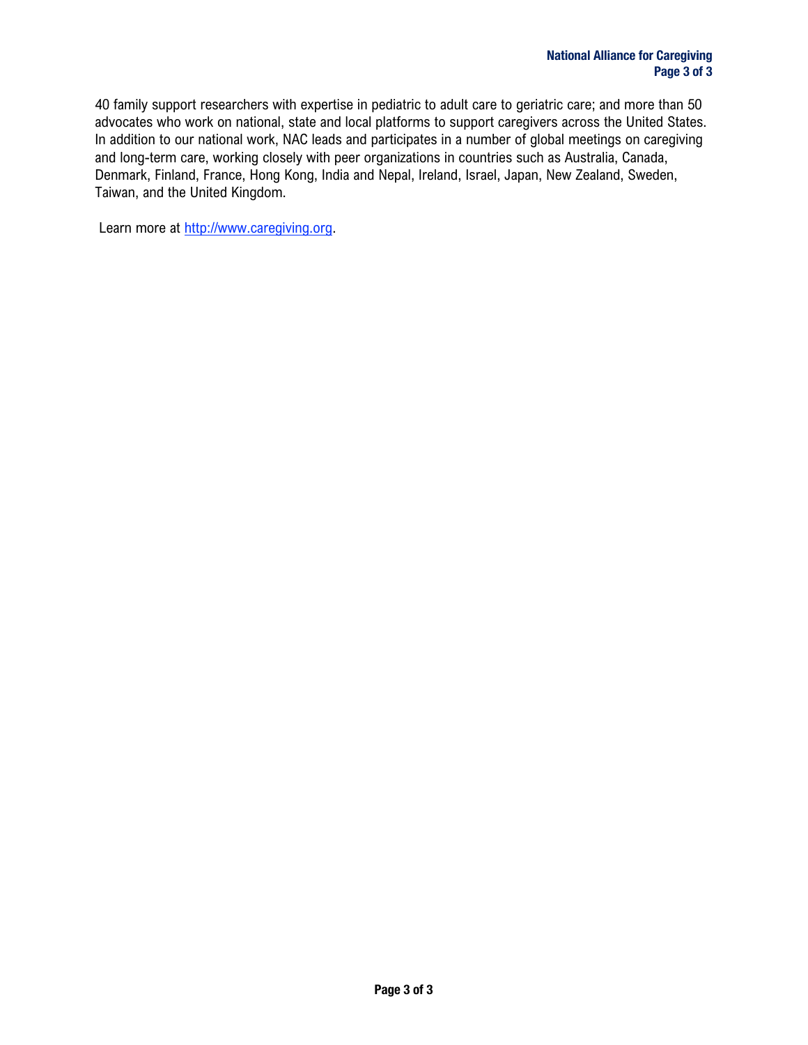40 family support researchers with expertise in pediatric to adult care to geriatric care; and more than 50 advocates who work on national, state and local platforms to support caregivers across the United States. In addition to our national work, NAC leads and participates in a number of global meetings on caregiving and long-term care, working closely with peer organizations in countries such as Australia, Canada, Denmark, Finland, France, Hong Kong, India and Nepal, Ireland, Israel, Japan, New Zealand, Sweden, Taiwan, and the United Kingdom.

Learn more at [http://www.caregiving.org](http://www.caregiving.org).